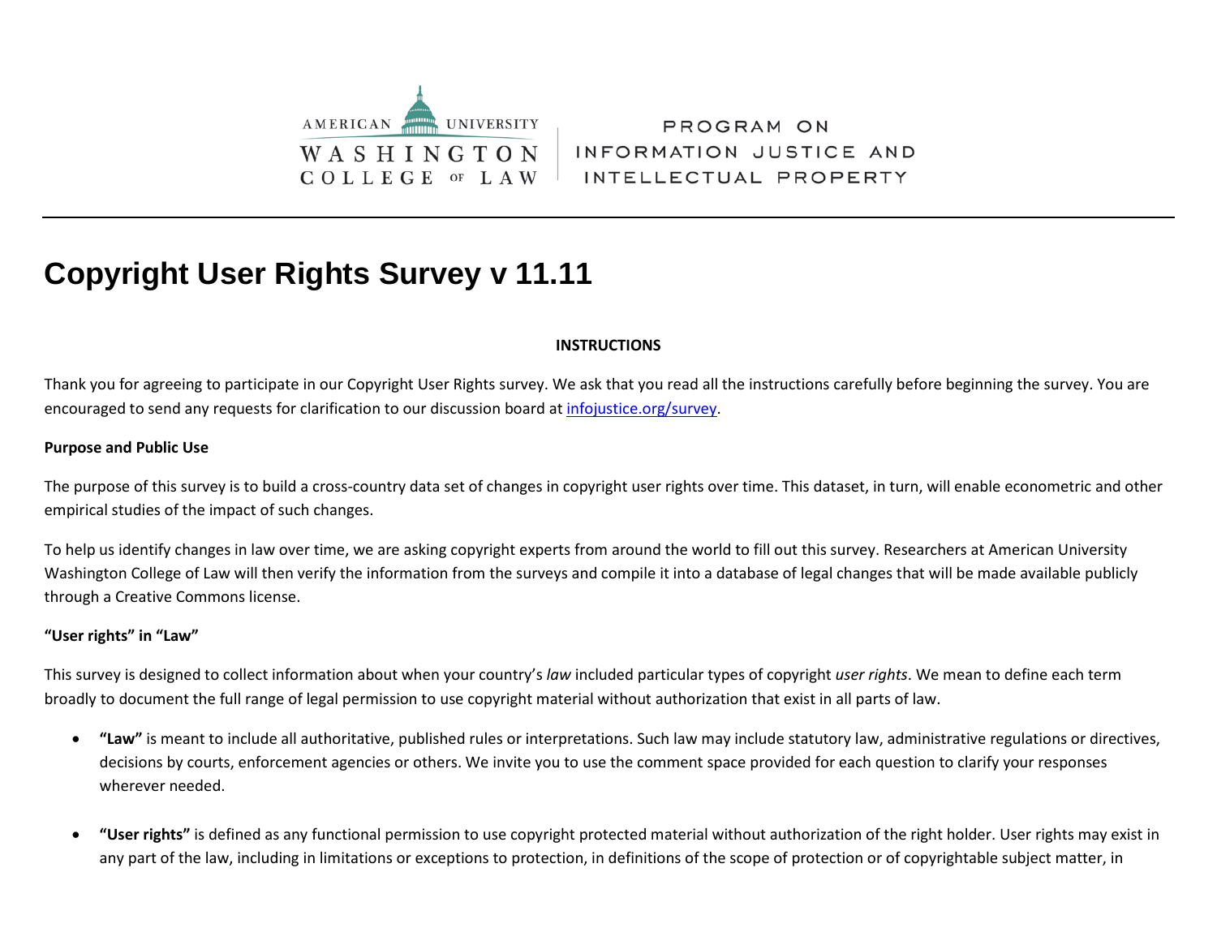AMERICAN UNIVERSITY WASHINGTON COLLEGE OF LAW

PROGRAM ON INFORMATION JUSTICE AND INTELLECTUAL PROPERTY

# Copyright User Rights Survey v 11.11

**INSTRUCTIONS**

Thank you for agreeing to participate in our Copyright User Rights survey. We ask that you read all the instructions carefully before beginning the survey. You are encouraged to send any requests for clarification to our discussion board at [infojustice.org/survey](infojustice.org/survey).

**Purpose and Public Use**

The purpose of this survey is to build a cross-country data set of changes in copyright user rights over time. This dataset, in turn, will enable econometric and other empirical studies of the impact of such changes.

To help us identify changes in law over time, we are asking copyright experts from around the world to fill out this survey. Researchers at American University Washington College of Law will then verify the information from the surveys and compile it into a database of legal changes that will be made available publicly through a Creative Commons license.

**"User rights" in "Law"**

This survey is designed to collect information about when your country's *law* included particular types of copyright *user rights*. We mean to define each term broadly to document the full range of legal permission to use copyright material without authorization that exist in all parts of law.

- **"Law"** is meant to include all authoritative, published rules or interpretations. Such law may include statutory law, administrative regulations or directives, decisions by courts, enforcement agencies or others. We invite you to use the comment space provided for each question to clarify your responses wherever needed.

- **"User rights"** is defined as any functional permission to use copyright protected material without authorization of the right holder. User rights may exist in any part of the law, including in limitations or exceptions to protection, in definitions of the scope of protection or of copyrightable subject matter, in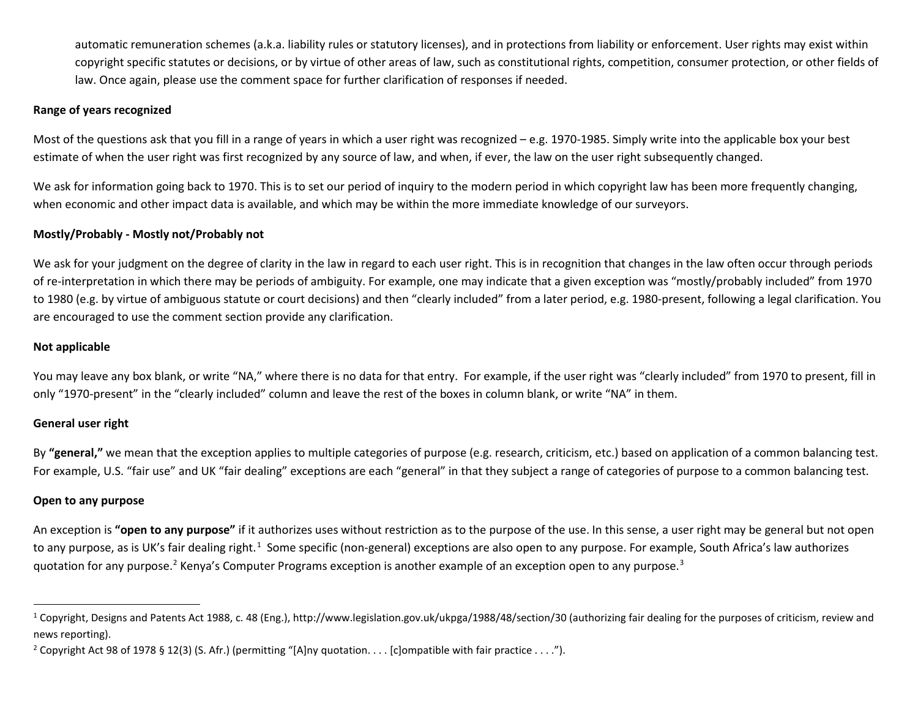automatic remuneration schemes (a.k.a. liability rules or statutory licenses), and in protections from liability or enforcement. User rights may exist within copyright specific statutes or decisions, or by virtue of other areas of law, such as constitutional rights, competition, consumer protection, or other fields of law. Once again, please use the comment space for further clarification of responses if needed.

**Range of years recognized**

Most of the questions ask that you fill in a range of years in which a user right was recognized – e.g. 1970-1985. Simply write into the applicable box your best estimate of when the user right was first recognized by any source of law, and when, if ever, the law on the user right subsequently changed.

We ask for information going back to 1970. This is to set our period of inquiry to the modern period in which copyright law has been more frequently changing, when economic and other impact data is available, and which may be within the more immediate knowledge of our surveyors.

**Mostly/Probably - Mostly not/Probably not**

We ask for your judgment on the degree of clarity in the law in regard to each user right. This is in recognition that changes in the law often occur through periods of re-interpretation in which there may be periods of ambiguity. For example, one may indicate that a given exception was "mostly/probably included" from 1970 to 1980 (e.g. by virtue of ambiguous statute or court decisions) and then "clearly included" from a later period, e.g. 1980-present, following a legal clarification. You are encouraged to use the comment section provide any clarification.

**Not applicable**

You may leave any box blank, or write "NA," where there is no data for that entry. For example, if the user right was "clearly included" from 1970 to present, fill in only "1970-present" in the "clearly included" column and leave the rest of the boxes in column blank, or write "NA" in them.

**General user right**

By **"general,"** we mean that the exception applies to multiple categories of purpose (e.g. research, criticism, etc.) based on application of a common balancing test. For example, U.S. "fair use" and UK "fair dealing" exceptions are each "general" in that they subject a range of categories of purpose to a common balancing test.

**Open to any purpose**

An exception is **"open to any purpose"** if it authorizes uses without restriction as to the purpose of the use. In this sense, a user right may be general but not open to any purpose, as is UK's fair dealing right.[1] Some specific (non-general) exceptions are also open to any purpose. For example, South Africa's law authorizes quotation for any purpose.[2] Kenya's Computer Programs exception is another example of an exception open to any purpose.[3]

---

[1] Copyright, Designs and Patents Act 1988, c. 48 (Eng.), http://www.legislation.gov.uk/ukpga/1988/48/section/30 (authorizing fair dealing for the purposes of criticism, review and news reporting).

[2] Copyright Act 98 of 1978 § 12(3) (S. Afr.) (permitting "[A]ny quotation. . . . [c]ompatible with fair practice . . . .").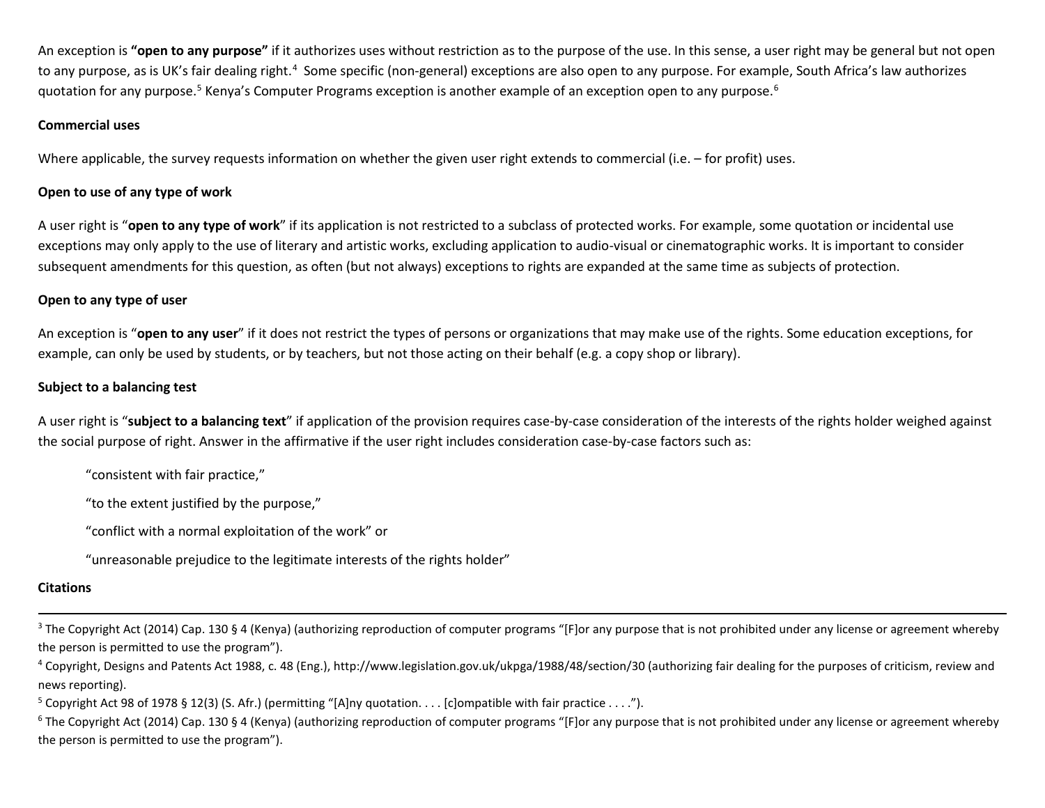An exception is **"open to any purpose"** if it authorizes uses without restriction as to the purpose of the use. In this sense, a user right may be general but not open to any purpose, as is UK's fair dealing right.[4] Some specific (non-general) exceptions are also open to any purpose. For example, South Africa's law authorizes quotation for any purpose.[5] Kenya's Computer Programs exception is another example of an exception open to any purpose.[6]

**Commercial uses**

Where applicable, the survey requests information on whether the given user right extends to commercial (i.e. – for profit) uses.

**Open to use of any type of work**

A user right is "**open to any type of work**" if its application is not restricted to a subclass of protected works. For example, some quotation or incidental use exceptions may only apply to the use of literary and artistic works, excluding application to audio-visual or cinematographic works. It is important to consider subsequent amendments for this question, as often (but not always) exceptions to rights are expanded at the same time as subjects of protection.

**Open to any type of user**

An exception is "**open to any user**" if it does not restrict the types of persons or organizations that may make use of the rights. Some education exceptions, for example, can only be used by students, or by teachers, but not those acting on their behalf (e.g. a copy shop or library).

**Subject to a balancing test**

A user right is "**subject to a balancing text**" if application of the provision requires case-by-case consideration of the interests of the rights holder weighed against the social purpose of right. Answer in the affirmative if the user right includes consideration case-by-case factors such as:

> "consistent with fair practice,"
>
> "to the extent justified by the purpose,"
>
> "conflict with a normal exploitation of the work" or
>
> "unreasonable prejudice to the legitimate interests of the rights holder"

**Citations**

---

[3] The Copyright Act (2014) Cap. 130 § 4 (Kenya) (authorizing reproduction of computer programs "[F]or any purpose that is not prohibited under any license or agreement whereby the person is permitted to use the program").

[4] Copyright, Designs and Patents Act 1988, c. 48 (Eng.), http://www.legislation.gov.uk/ukpga/1988/48/section/30 (authorizing fair dealing for the purposes of criticism, review and news reporting).

[5] Copyright Act 98 of 1978 § 12(3) (S. Afr.) (permitting "[A]ny quotation. . . . [c]ompatible with fair practice . . . .").

[6] The Copyright Act (2014) Cap. 130 § 4 (Kenya) (authorizing reproduction of computer programs "[F]or any purpose that is not prohibited under any license or agreement whereby the person is permitted to use the program").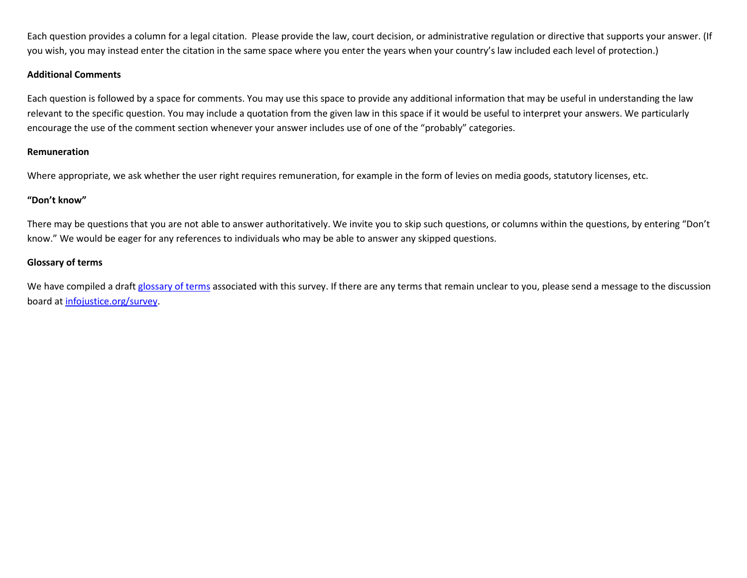Each question provides a column for a legal citation.  Please provide the law, court decision, or administrative regulation or directive that supports your answer. (If you wish, you may instead enter the citation in the same space where you enter the years when your country's law included each level of protection.)

**Additional Comments**

Each question is followed by a space for comments. You may use this space to provide any additional information that may be useful in understanding the law relevant to the specific question. You may include a quotation from the given law in this space if it would be useful to interpret your answers. We particularly encourage the use of the comment section whenever your answer includes use of one of the "probably" categories.

**Remuneration**

Where appropriate, we ask whether the user right requires remuneration, for example in the form of levies on media goods, statutory licenses, etc.

**"Don't know"**

There may be questions that you are not able to answer authoritatively. We invite you to skip such questions, or columns within the questions, by entering "Don't know." We would be eager for any references to individuals who may be able to answer any skipped questions.

**Glossary of terms**

We have compiled a draft glossary of terms associated with this survey. If there are any terms that remain unclear to you, please send a message to the discussion board at infojustice.org/survey.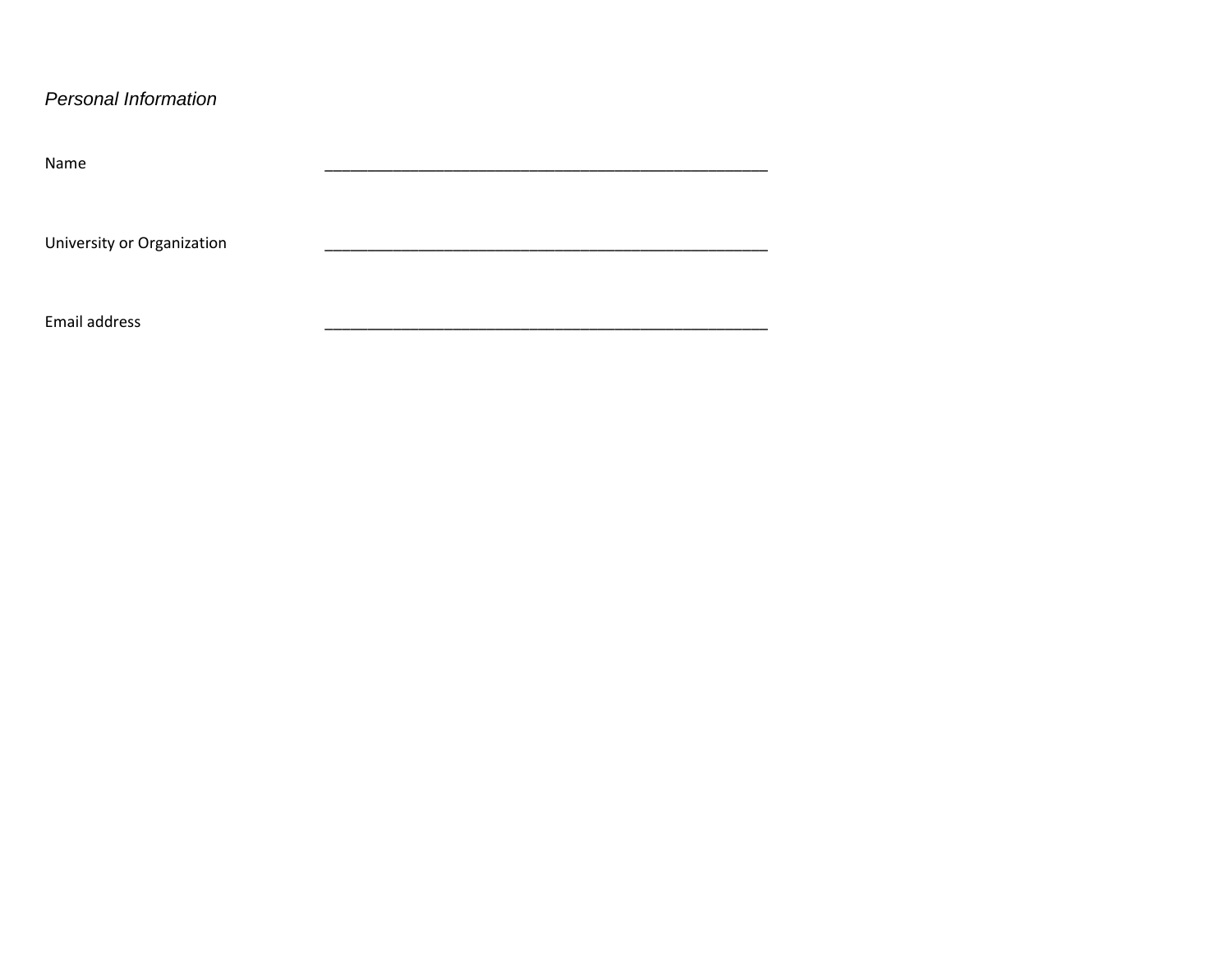*Personal Information*

Name _____________________________________________________

University or Organization _____________________________________________________

Email address _____________________________________________________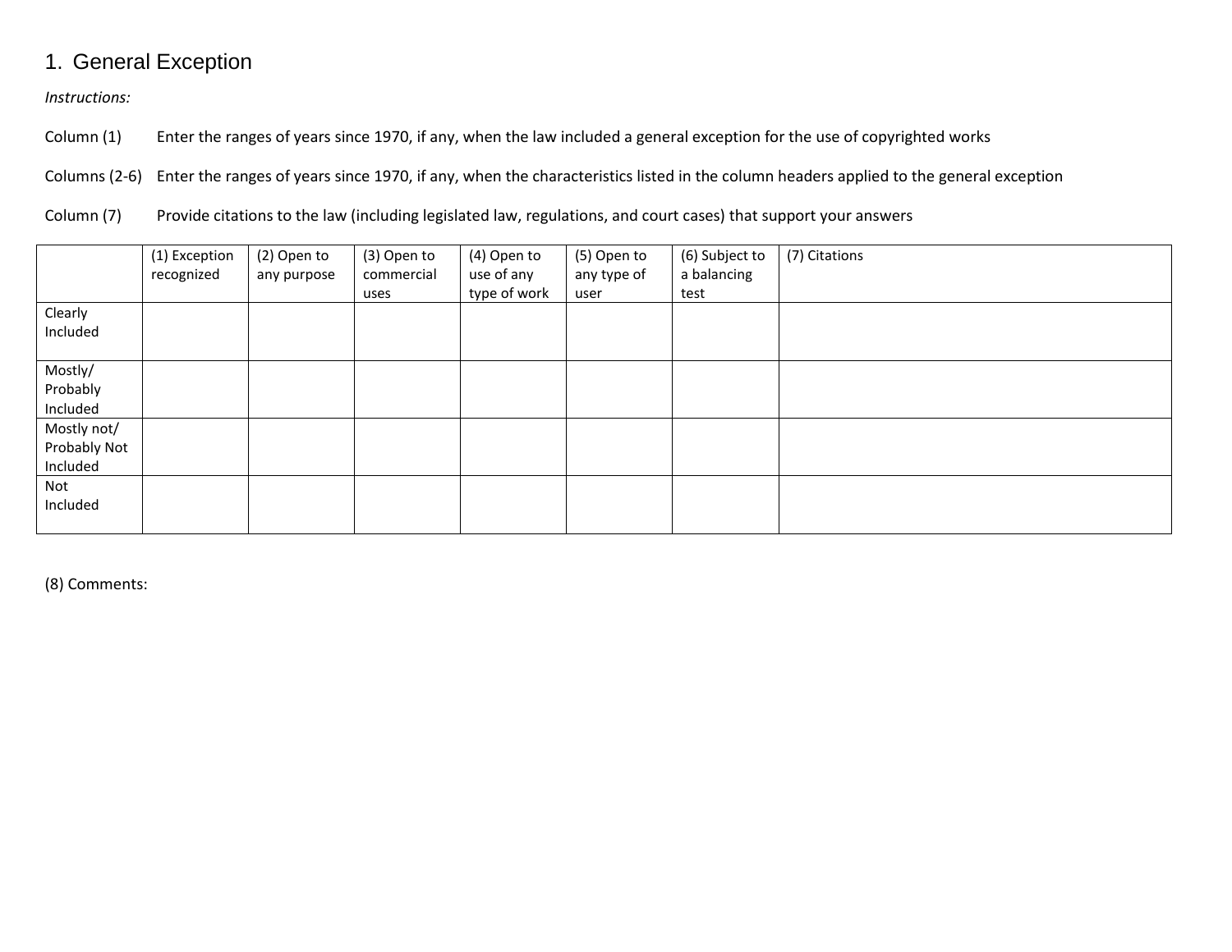## 1. General Exception

*Instructions:*

Column (1) Enter the ranges of years since 1970, if any, when the law included a general exception for the use of copyrighted works

Columns (2-6) Enter the ranges of years since 1970, if any, when the characteristics listed in the column headers applied to the general exception

Column (7) Provide citations to the law (including legislated law, regulations, and court cases) that support your answers

| | (1) Exception recognized | (2) Open to any purpose | (3) Open to commercial uses | (4) Open to use of any type of work | (5) Open to any type of user | (6) Subject to a balancing test | (7) Citations |
|---|---|---|---|---|---|---|---|
| Clearly Included | | | | | | | |
| Mostly/ Probably Included | | | | | | | |
| Mostly not/ Probably Not Included | | | | | | | |
| Not Included | | | | | | | |

(8) Comments: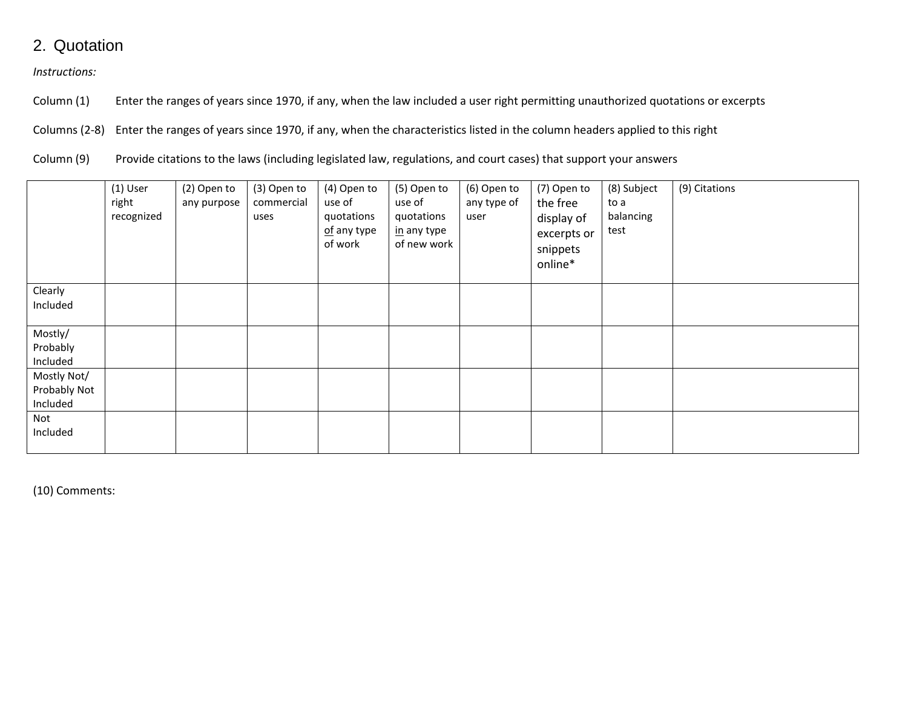## 2. Quotation

*Instructions:*

Column (1) Enter the ranges of years since 1970, if any, when the law included a user right permitting unauthorized quotations or excerpts

Columns (2-8) Enter the ranges of years since 1970, if any, when the characteristics listed in the column headers applied to this right

Column (9) Provide citations to the laws (including legislated law, regulations, and court cases) that support your answers

| | (1) User right recognized | (2) Open to any purpose | (3) Open to commercial uses | (4) Open to use of quotations of any type of work | (5) Open to use of quotations in any type of new work | (6) Open to any type of user | (7) Open to the free display of excerpts or snippets online* | (8) Subject to a balancing test | (9) Citations |
|---|---|---|---|---|---|---|---|---|---|
| Clearly Included | | | | | | | | | |
| Mostly/ Probably Included | | | | | | | | | |
| Mostly Not/ Probably Not Included | | | | | | | | | |
| Not Included | | | | | | | | | |

(10) Comments: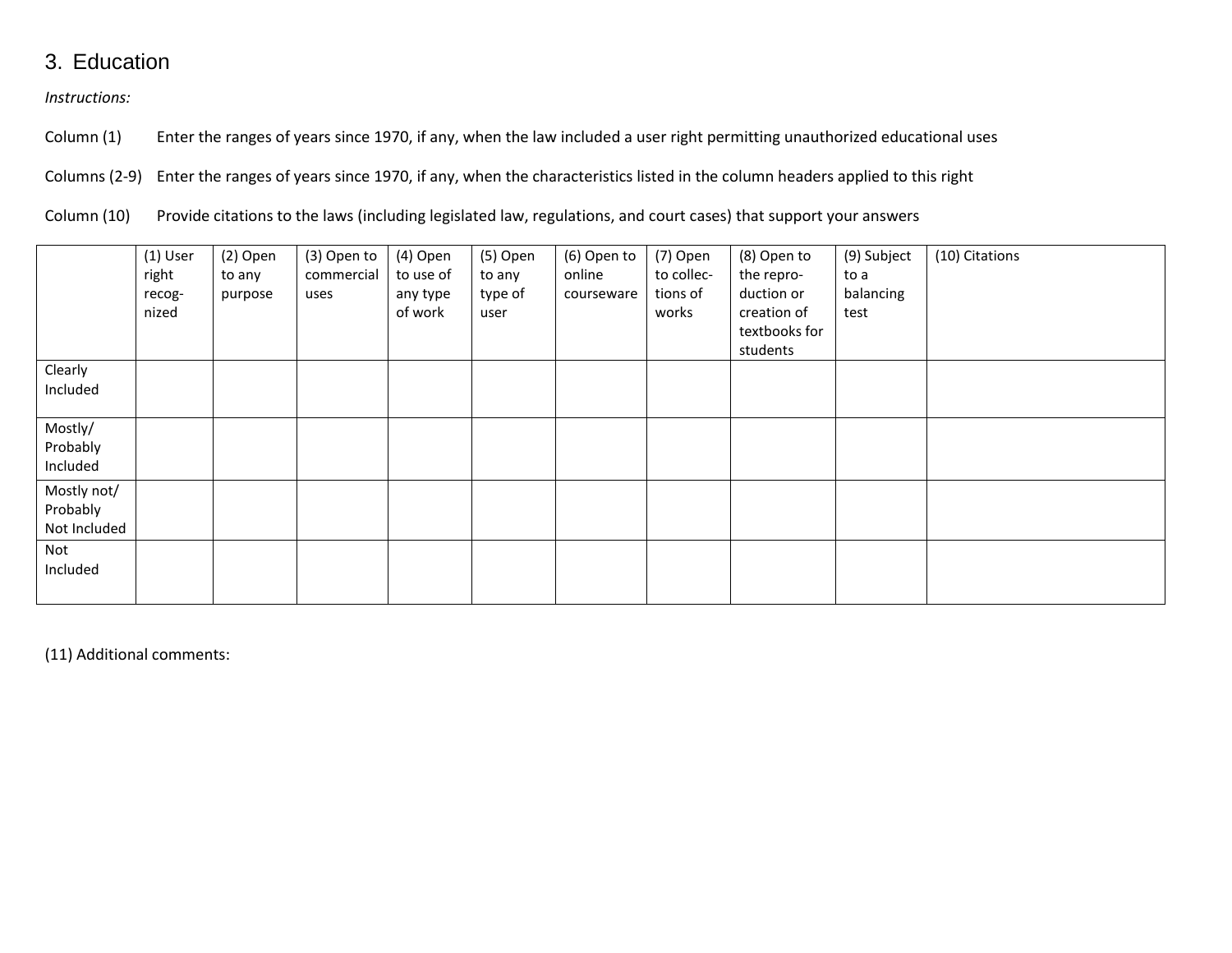## 3. Education

*Instructions:*

Column (1) Enter the ranges of years since 1970, if any, when the law included a user right permitting unauthorized educational uses

Columns (2-9) Enter the ranges of years since 1970, if any, when the characteristics listed in the column headers applied to this right

Column (10) Provide citations to the laws (including legislated law, regulations, and court cases) that support your answers

| | (1) User right recog-nized | (2) Open to any purpose | (3) Open to commercial uses | (4) Open to use of any type of work | (5) Open to any type of user | (6) Open to online courseware | (7) Open to collec-tions of works | (8) Open to the repro-duction or creation of textbooks for students | (9) Subject to a balancing test | (10) Citations |
|---|---|---|---|---|---|---|---|---|---|---|
| Clearly Included | | | | | | | | | | |
| Mostly/ Probably Included | | | | | | | | | | |
| Mostly not/ Probably Not Included | | | | | | | | | | |
| Not Included | | | | | | | | | | |

(11) Additional comments: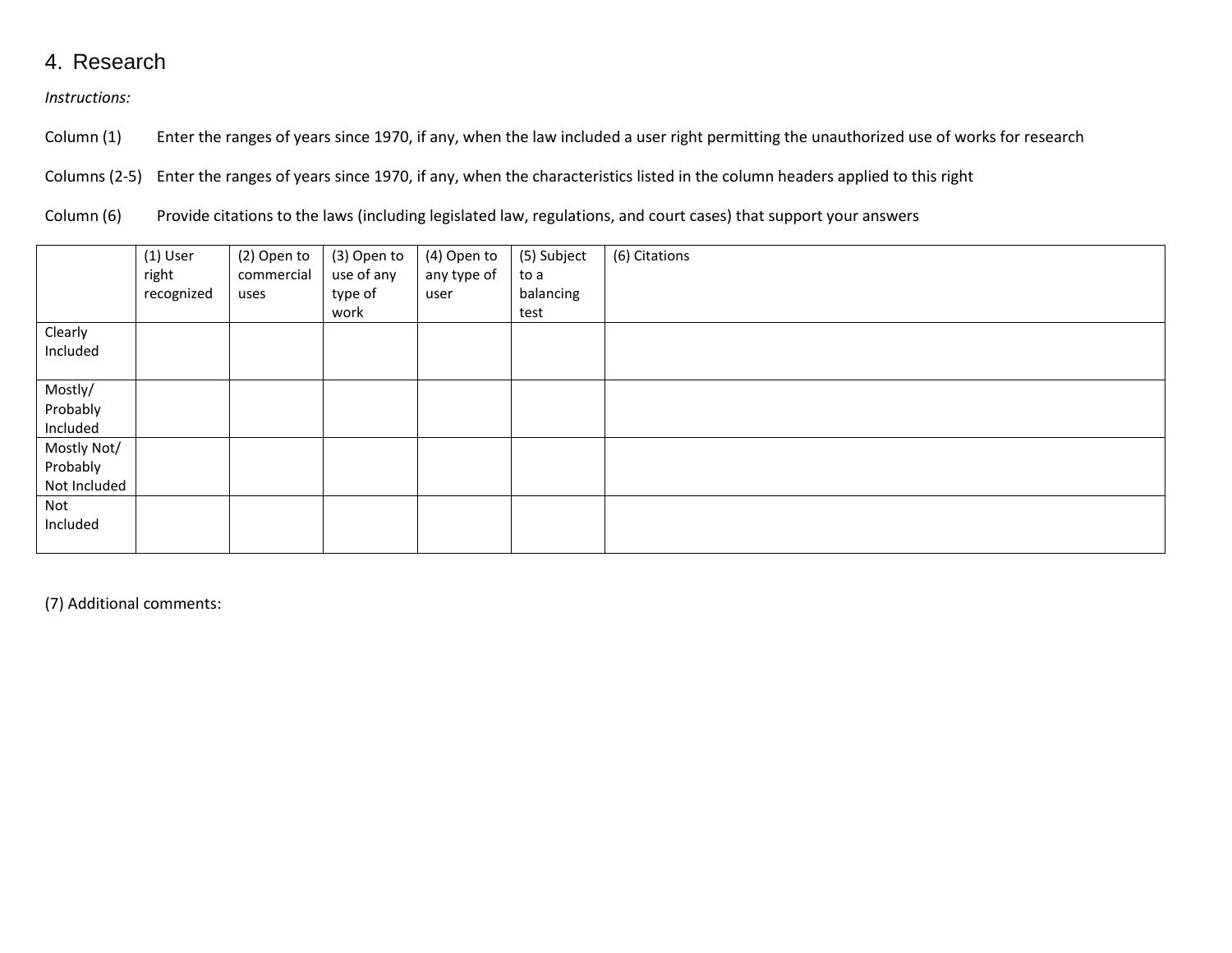## 4. Research

*Instructions:*

Column (1) Enter the ranges of years since 1970, if any, when the law included a user right permitting the unauthorized use of works for research

Columns (2-5) Enter the ranges of years since 1970, if any, when the characteristics listed in the column headers applied to this right

Column (6) Provide citations to the laws (including legislated law, regulations, and court cases) that support your answers

| | (1) User right recognized | (2) Open to commercial uses | (3) Open to use of any type of work | (4) Open to any type of user | (5) Subject to a balancing test | (6) Citations |
|---|---|---|---|---|---|---|
| Clearly Included | | | | | | |
| Mostly/ Probably Included | | | | | | |
| Mostly Not/ Probably Not Included | | | | | | |
| Not Included | | | | | | |

(7) Additional comments: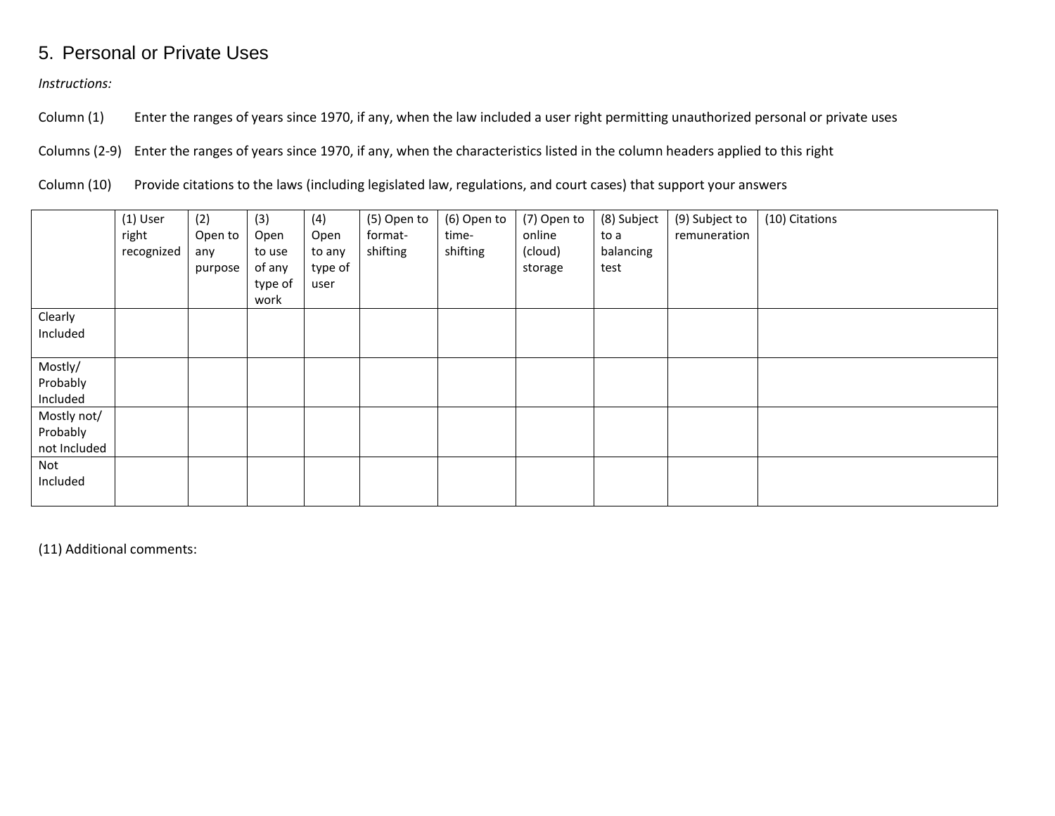## 5. Personal or Private Uses

*Instructions:*

Column (1) Enter the ranges of years since 1970, if any, when the law included a user right permitting unauthorized personal or private uses

Columns (2-9) Enter the ranges of years since 1970, if any, when the characteristics listed in the column headers applied to this right

Column (10) Provide citations to the laws (including legislated law, regulations, and court cases) that support your answers

| | (1) User right recognized | (2) Open to any purpose | (3) Open to use of any type of work | (4) Open to any type of user | (5) Open to format-shifting | (6) Open to time-shifting | (7) Open to online (cloud) storage | (8) Subject to a balancing test | (9) Subject to remuneration | (10) Citations |
|---|---|---|---|---|---|---|---|---|---|---|
| Clearly Included | | | | | | | | | | |
| Mostly/ Probably Included | | | | | | | | | | |
| Mostly not/ Probably not Included | | | | | | | | | | |
| Not Included | | | | | | | | | | |

(11) Additional comments: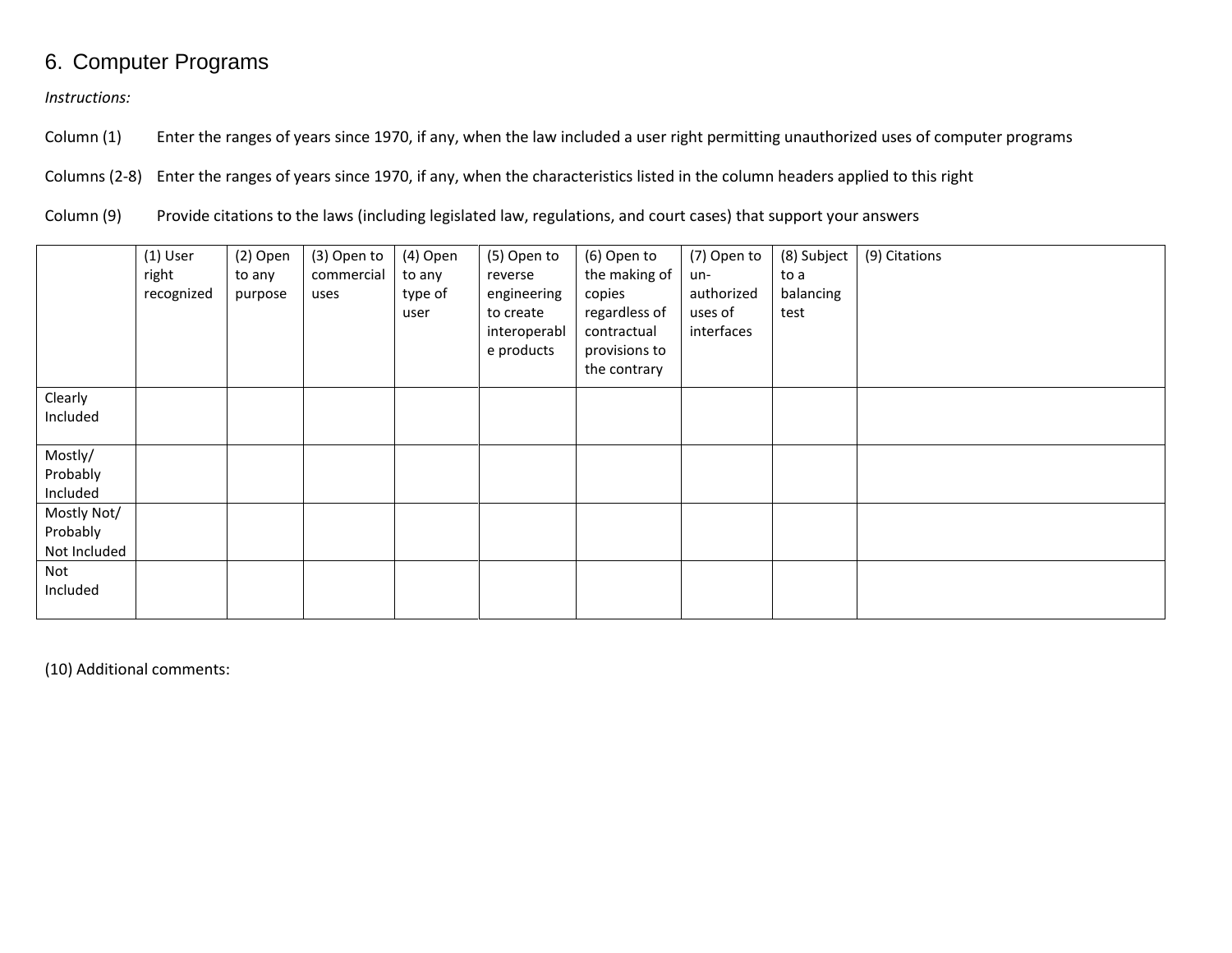## 6. Computer Programs

*Instructions:*

Column (1) Enter the ranges of years since 1970, if any, when the law included a user right permitting unauthorized uses of computer programs

Columns (2-8) Enter the ranges of years since 1970, if any, when the characteristics listed in the column headers applied to this right

Column (9) Provide citations to the laws (including legislated law, regulations, and court cases) that support your answers

| | (1) User right recognized | (2) Open to any purpose | (3) Open to commercial uses | (4) Open to any type of user | (5) Open to reverse engineering to create interoperable products | (6) Open to the making of copies regardless of contractual provisions to the contrary | (7) Open to un-authorized uses of interfaces | (8) Subject to a balancing test | (9) Citations |
|---|---|---|---|---|---|---|---|---|---|
| Clearly Included | | | | | | | | | |
| Mostly/ Probably Included | | | | | | | | | |
| Mostly Not/ Probably Not Included | | | | | | | | | |
| Not Included | | | | | | | | | |

(10) Additional comments: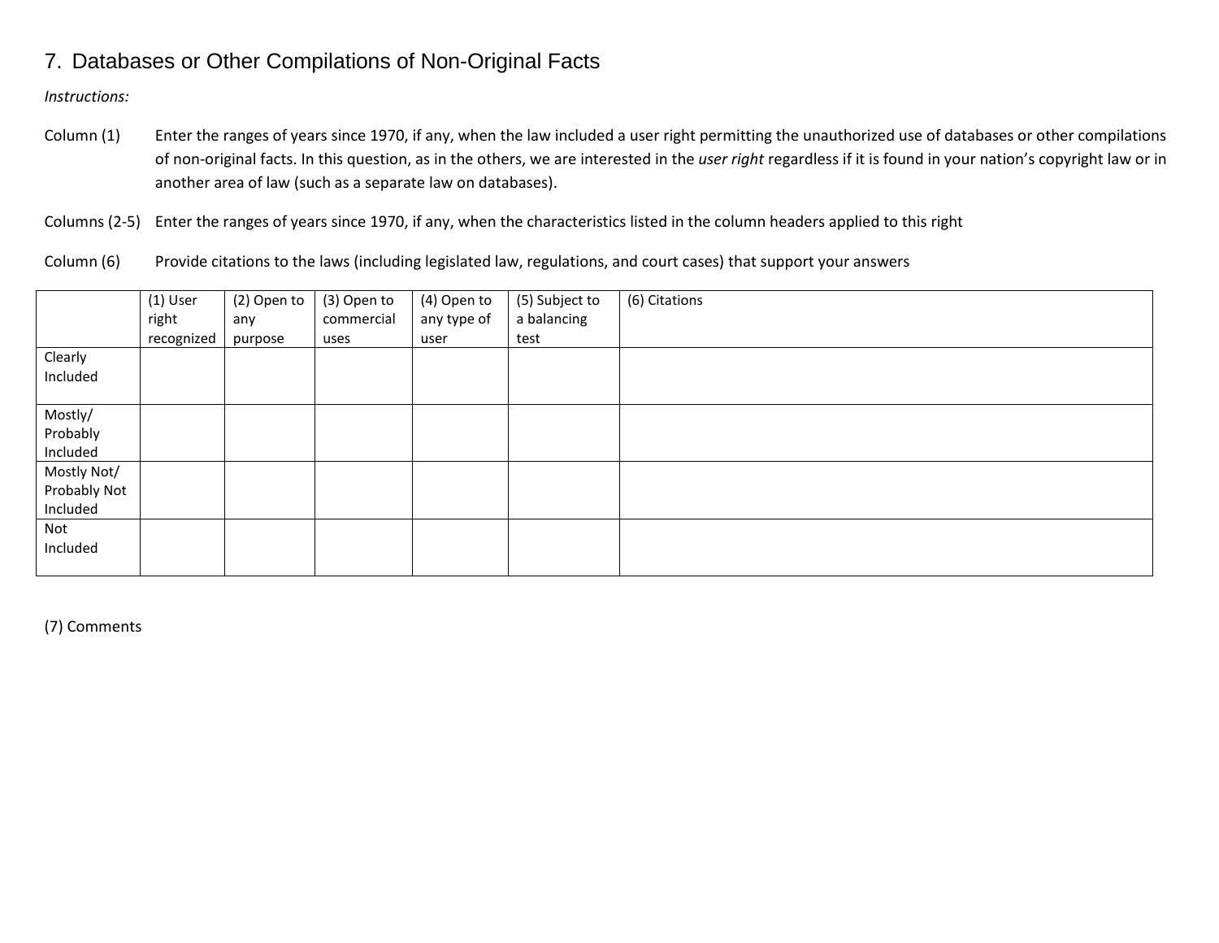## 7. Databases or Other Compilations of Non-Original Facts

*Instructions:*

Column (1) Enter the ranges of years since 1970, if any, when the law included a user right permitting the unauthorized use of databases or other compilations of non-original facts. In this question, as in the others, we are interested in the *user right* regardless if it is found in your nation's copyright law or in another area of law (such as a separate law on databases).

Columns (2-5) Enter the ranges of years since 1970, if any, when the characteristics listed in the column headers applied to this right

Column (6) Provide citations to the laws (including legislated law, regulations, and court cases) that support your answers

| | (1) User right recognized | (2) Open to any purpose | (3) Open to commercial uses | (4) Open to any type of user | (5) Subject to a balancing test | (6) Citations |
|---|---|---|---|---|---|---|
| Clearly Included | | | | | | |
| Mostly/ Probably Included | | | | | | |
| Mostly Not/ Probably Not Included | | | | | | |
| Not Included | | | | | | |

(7) Comments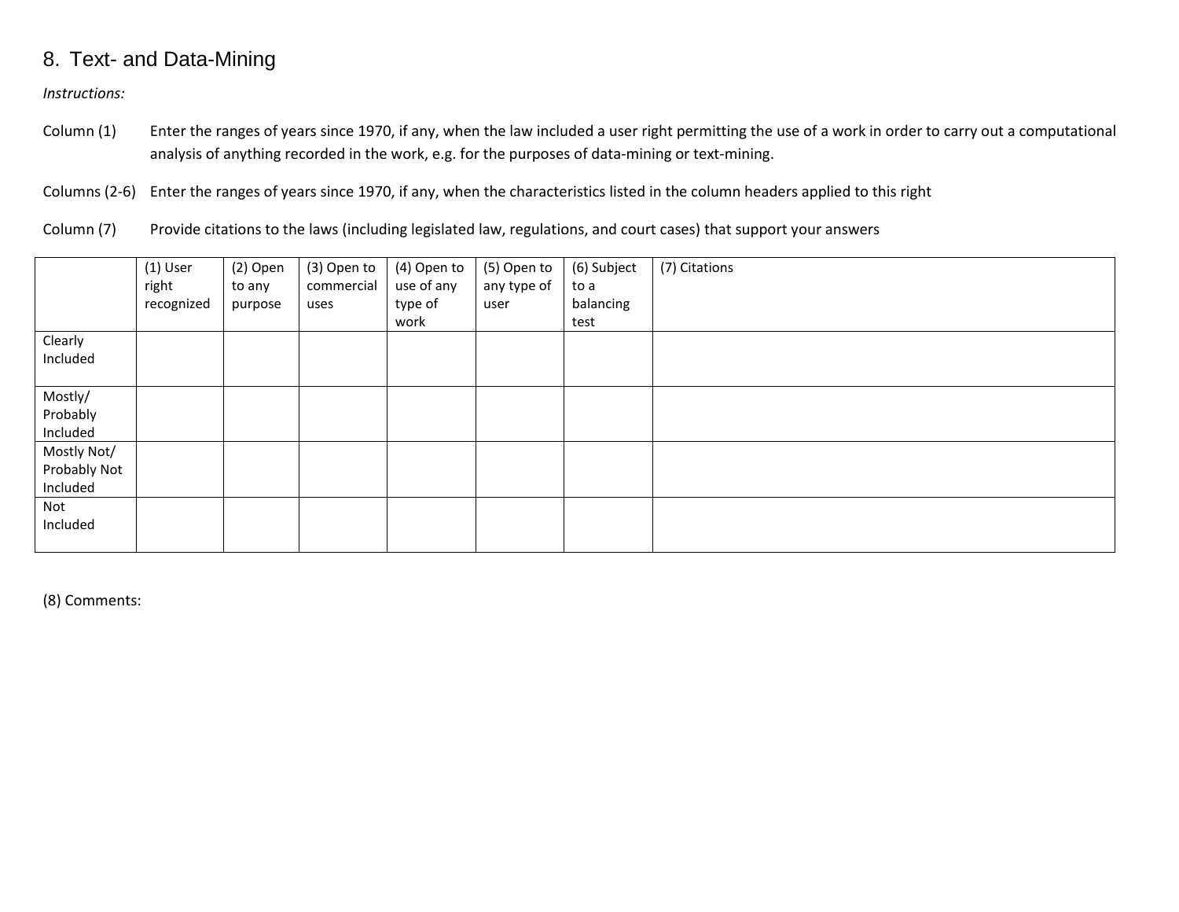## 8. Text- and Data-Mining

*Instructions:*

Column (1) Enter the ranges of years since 1970, if any, when the law included a user right permitting the use of a work in order to carry out a computational analysis of anything recorded in the work, e.g. for the purposes of data-mining or text-mining.

Columns (2-6) Enter the ranges of years since 1970, if any, when the characteristics listed in the column headers applied to this right

Column (7) Provide citations to the laws (including legislated law, regulations, and court cases) that support your answers

| | (1) User right recognized | (2) Open to any purpose | (3) Open to commercial uses | (4) Open to use of any type of work | (5) Open to any type of user | (6) Subject to a balancing test | (7) Citations |
|---|---|---|---|---|---|---|---|
| Clearly Included | | | | | | | |
| Mostly/ Probably Included | | | | | | | |
| Mostly Not/ Probably Not Included | | | | | | | |
| Not Included | | | | | | | |

(8) Comments: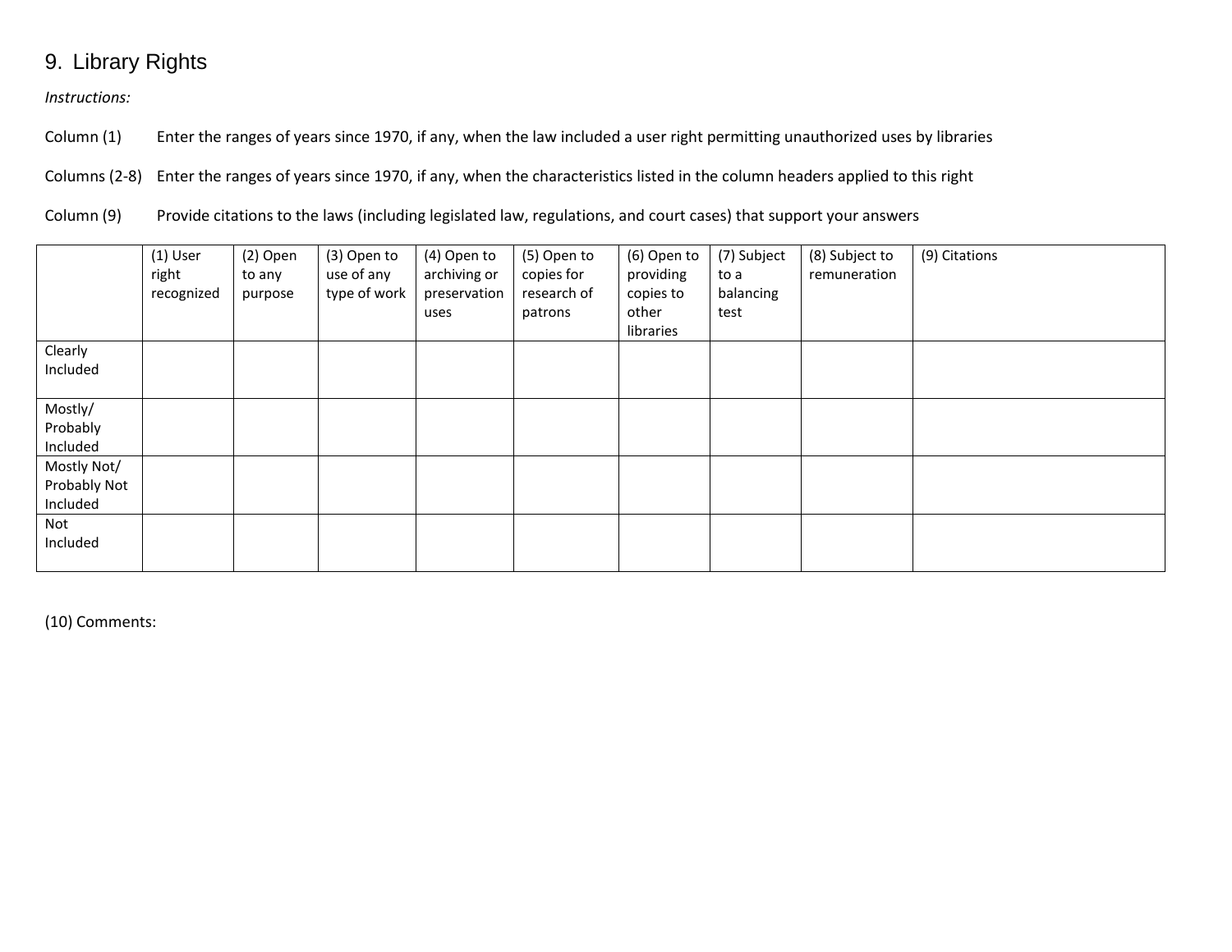## 9. Library Rights

*Instructions:*

Column (1) Enter the ranges of years since 1970, if any, when the law included a user right permitting unauthorized uses by libraries

Columns (2-8) Enter the ranges of years since 1970, if any, when the characteristics listed in the column headers applied to this right

Column (9) Provide citations to the laws (including legislated law, regulations, and court cases) that support your answers

| | (1) User right recognized | (2) Open to any purpose | (3) Open to use of any type of work | (4) Open to archiving or preservation uses | (5) Open to copies for research of patrons | (6) Open to providing copies to other libraries | (7) Subject to a balancing test | (8) Subject to remuneration | (9) Citations |
|---|---|---|---|---|---|---|---|---|---|
| Clearly Included | | | | | | | | | |
| Mostly/ Probably Included | | | | | | | | | |
| Mostly Not/ Probably Not Included | | | | | | | | | |
| Not Included | | | | | | | | | |

(10) Comments: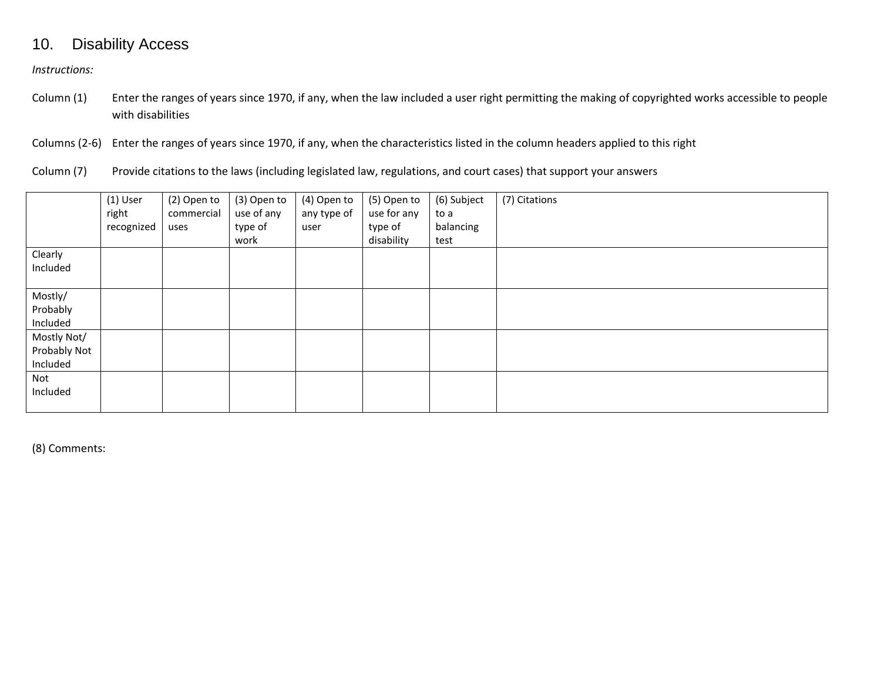## 10. Disability Access

*Instructions:*

Column (1) Enter the ranges of years since 1970, if any, when the law included a user right permitting the making of copyrighted works accessible to people with disabilities

Columns (2-6) Enter the ranges of years since 1970, if any, when the characteristics listed in the column headers applied to this right

Column (7) Provide citations to the laws (including legislated law, regulations, and court cases) that support your answers

| | (1) User right recognized | (2) Open to commercial uses | (3) Open to use of any type of work | (4) Open to any type of user | (5) Open to use for any type of disability | (6) Subject to a balancing test | (7) Citations |
|---|---|---|---|---|---|---|---|
| Clearly Included | | | | | | | |
| Mostly/ Probably Included | | | | | | | |
| Mostly Not/ Probably Not Included | | | | | | | |
| Not Included | | | | | | | |

(8) Comments: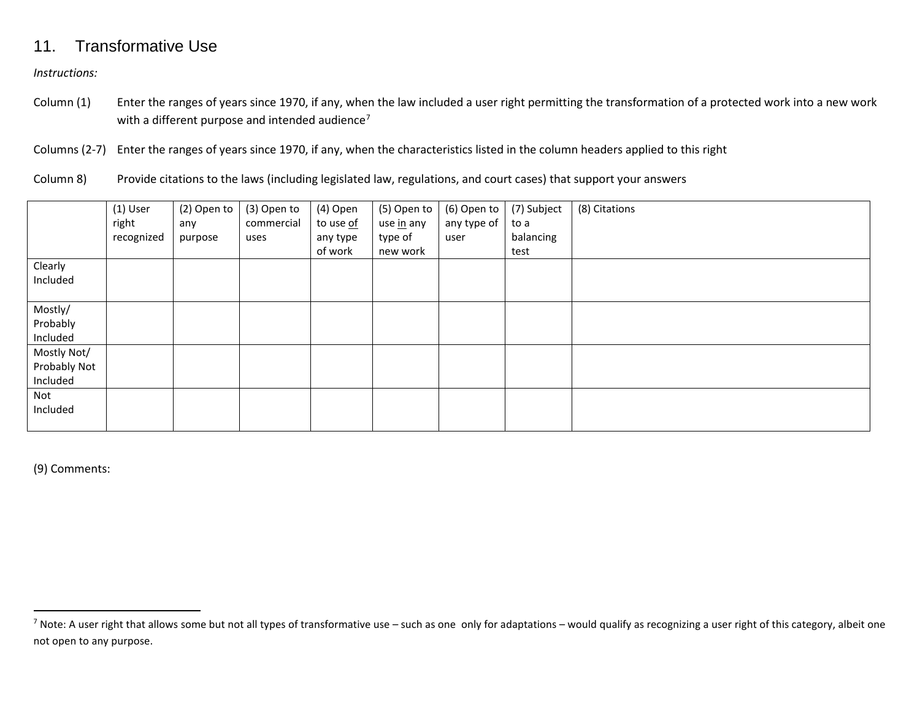## 11. Transformative Use

*Instructions:*

Column (1) Enter the ranges of years since 1970, if any, when the law included a user right permitting the transformation of a protected work into a new work with a different purpose and intended audience[7]

Columns (2-7) Enter the ranges of years since 1970, if any, when the characteristics listed in the column headers applied to this right

Column 8) Provide citations to the laws (including legislated law, regulations, and court cases) that support your answers

| | (1) User right recognized | (2) Open to any purpose | (3) Open to commercial uses | (4) Open to use <u>of</u> any type of work | (5) Open to use <u>in</u> any type of new work | (6) Open to any type of user | (7) Subject to a balancing test | (8) Citations |
|---|---|---|---|---|---|---|---|---|
| Clearly Included | | | | | | | | |
| Mostly/ Probably Included | | | | | | | | |
| Mostly Not/ Probably Not Included | | | | | | | | |
| Not Included | | | | | | | | |

(9) Comments:

---

[7] Note: A user right that allows some but not all types of transformative use – such as one only for adaptations – would qualify as recognizing a user right of this category, albeit one not open to any purpose.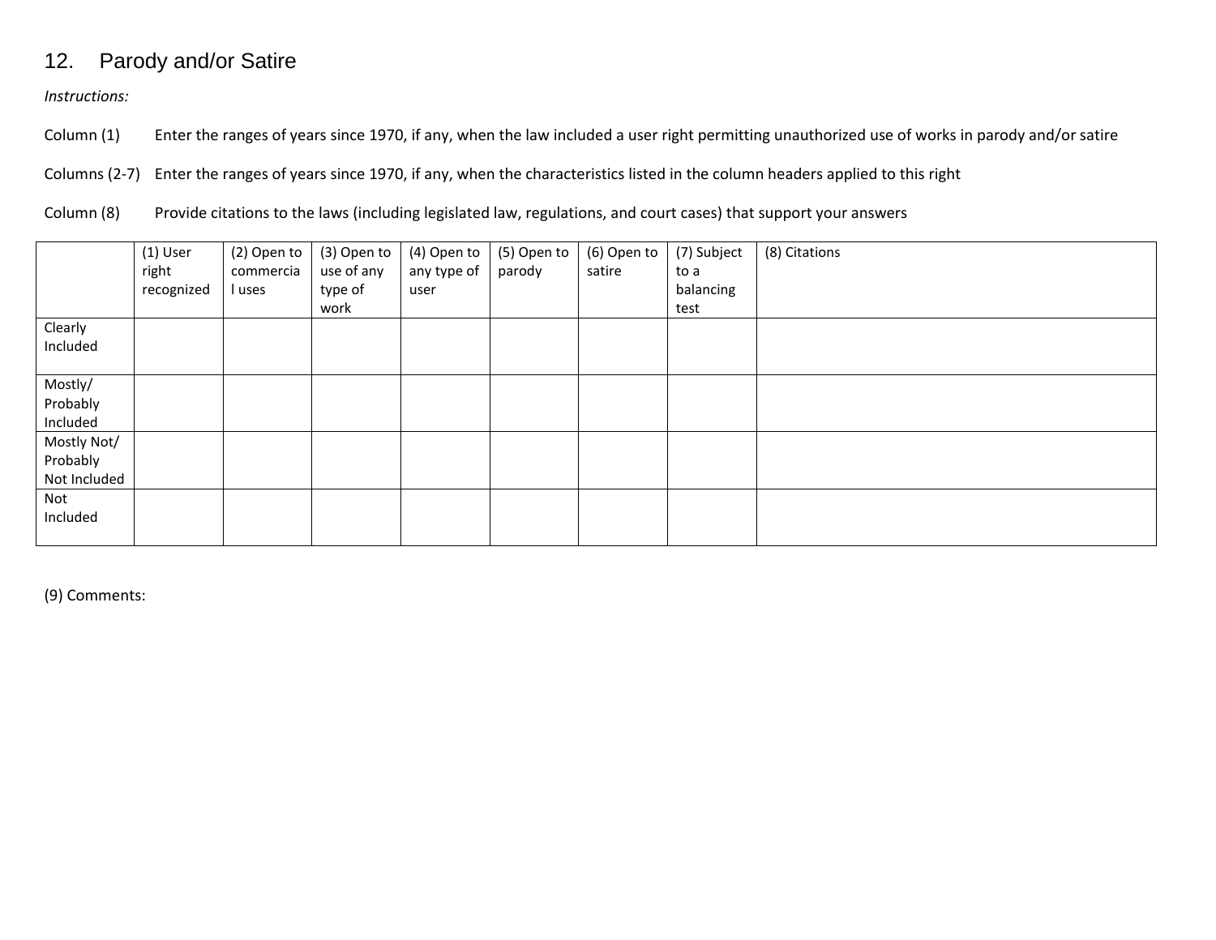## 12. Parody and/or Satire

*Instructions:*

Column (1) Enter the ranges of years since 1970, if any, when the law included a user right permitting unauthorized use of works in parody and/or satire

Columns (2-7) Enter the ranges of years since 1970, if any, when the characteristics listed in the column headers applied to this right

Column (8) Provide citations to the laws (including legislated law, regulations, and court cases) that support your answers

| | (1) User right recognized | (2) Open to commercial uses | (3) Open to use of any type of work | (4) Open to any type of user | (5) Open to parody | (6) Open to satire | (7) Subject to a balancing test | (8) Citations |
|---|---|---|---|---|---|---|---|---|
| Clearly Included | | | | | | | | |
| Mostly/ Probably Included | | | | | | | | |
| Mostly Not/ Probably Not Included | | | | | | | | |
| Not Included | | | | | | | | |

(9) Comments: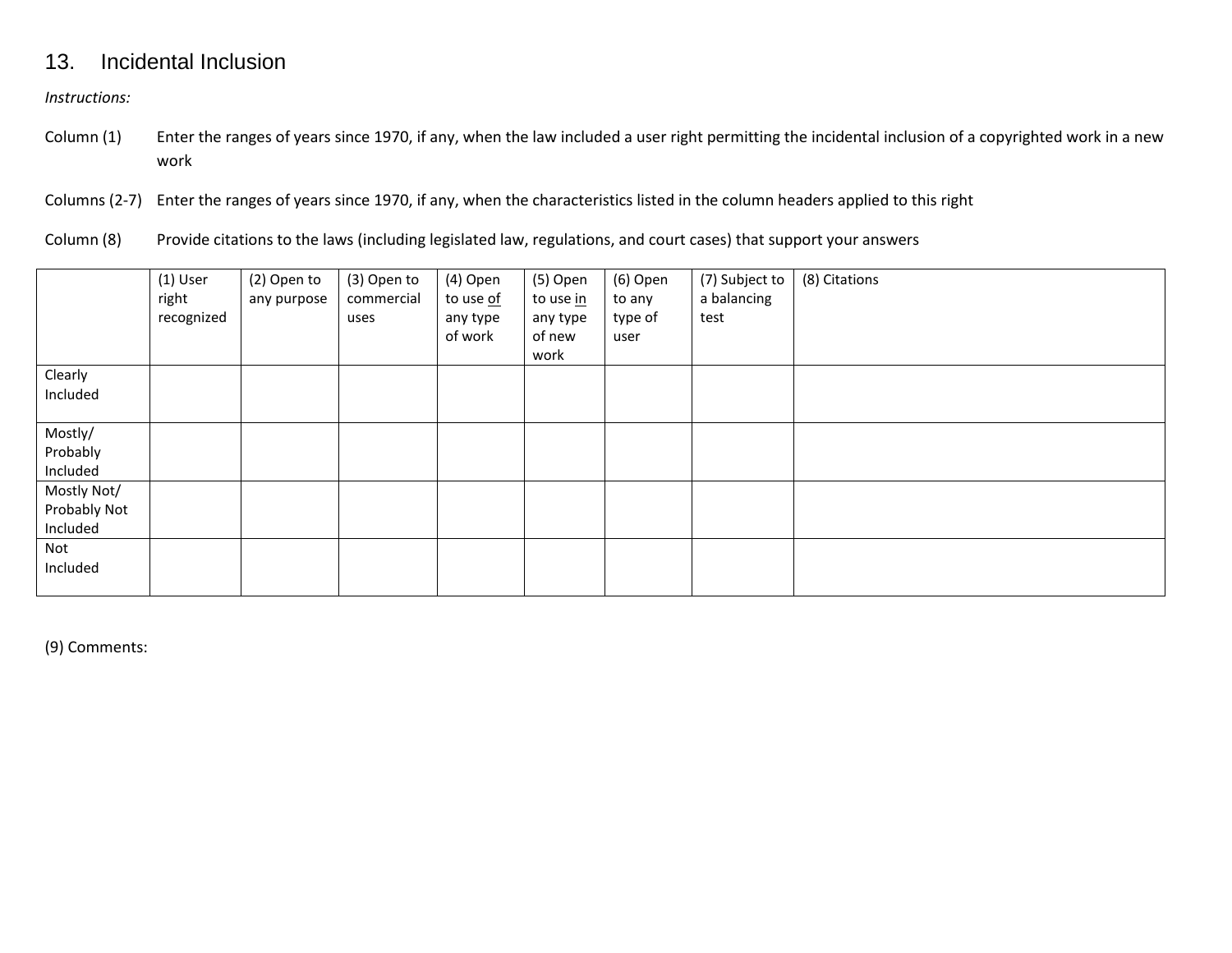## 13. Incidental Inclusion

*Instructions:*

Column (1) Enter the ranges of years since 1970, if any, when the law included a user right permitting the incidental inclusion of a copyrighted work in a new work

Columns (2-7) Enter the ranges of years since 1970, if any, when the characteristics listed in the column headers applied to this right

Column (8) Provide citations to the laws (including legislated law, regulations, and court cases) that support your answers

| | (1) User right recognized | (2) Open to any purpose | (3) Open to commercial uses | (4) Open to use of any type of work | (5) Open to use in any type of new work | (6) Open to any type of user | (7) Subject to a balancing test | (8) Citations |
|---|---|---|---|---|---|---|---|---|
| Clearly Included | | | | | | | | |
| Mostly/ Probably Included | | | | | | | | |
| Mostly Not/ Probably Not Included | | | | | | | | |
| Not Included | | | | | | | | |

(9) Comments: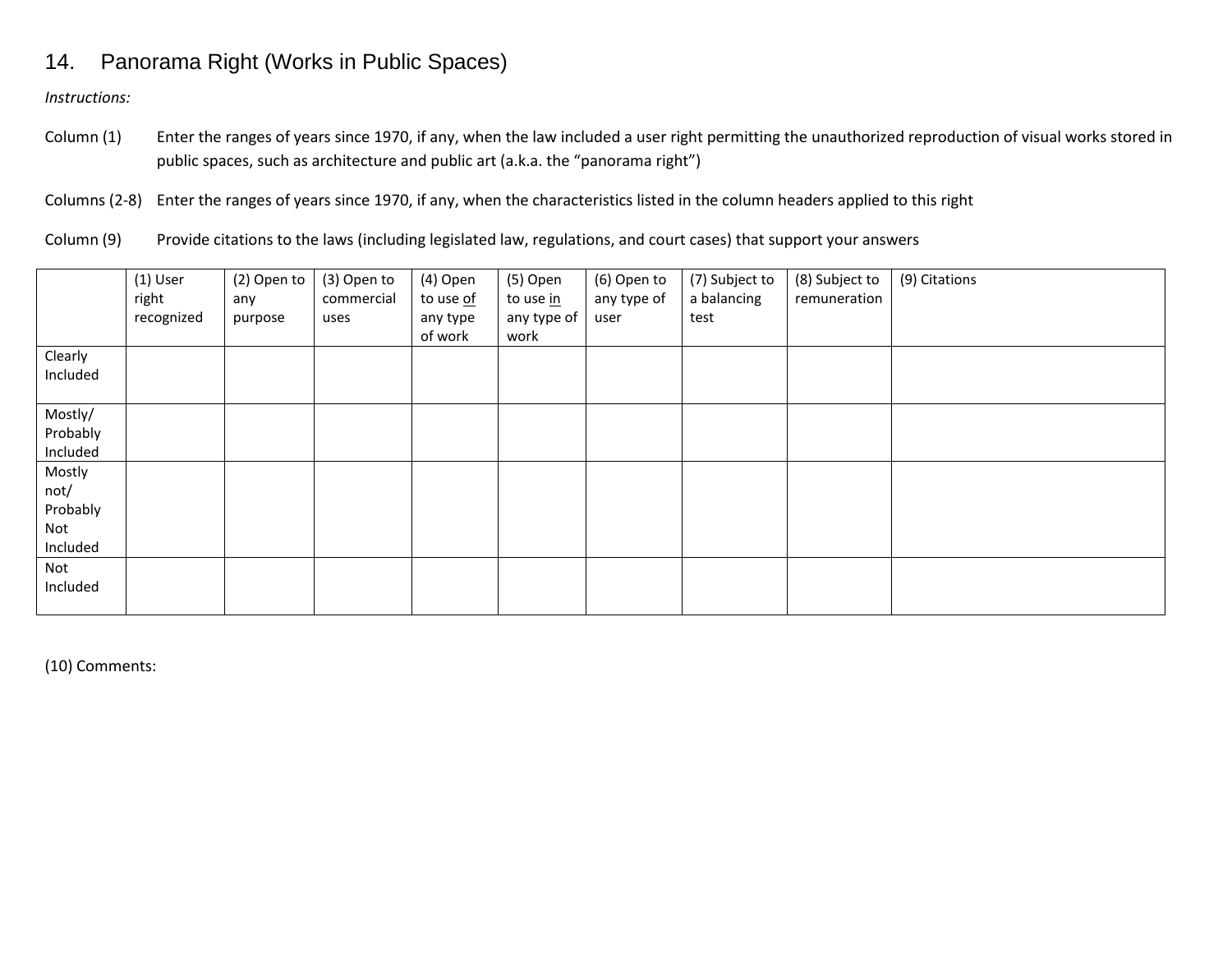## 14. Panorama Right (Works in Public Spaces)

*Instructions:*

Column (1) Enter the ranges of years since 1970, if any, when the law included a user right permitting the unauthorized reproduction of visual works stored in public spaces, such as architecture and public art (a.k.a. the "panorama right")

Columns (2-8) Enter the ranges of years since 1970, if any, when the characteristics listed in the column headers applied to this right

Column (9) Provide citations to the laws (including legislated law, regulations, and court cases) that support your answers

| | (1) User right recognized | (2) Open to any purpose | (3) Open to commercial uses | (4) Open to use of any type of work | (5) Open to use in any type of work | (6) Open to any type of user | (7) Subject to a balancing test | (8) Subject to remuneration | (9) Citations |
|---|---|---|---|---|---|---|---|---|---|
| Clearly Included | | | | | | | | | |
| Mostly/ Probably Included | | | | | | | | | |
| Mostly not/ Probably Not Included | | | | | | | | | |
| Not Included | | | | | | | | | |

(10) Comments: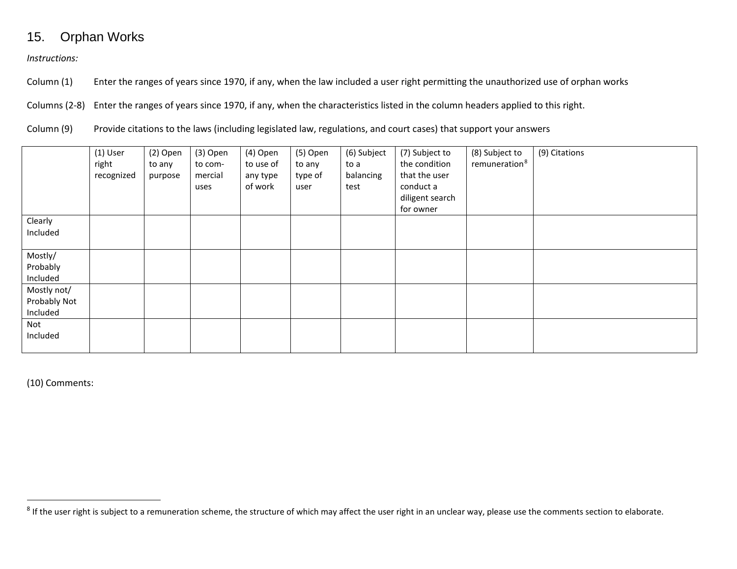## 15. Orphan Works

*Instructions:*

Column (1) Enter the ranges of years since 1970, if any, when the law included a user right permitting the unauthorized use of orphan works

Columns (2-8) Enter the ranges of years since 1970, if any, when the characteristics listed in the column headers applied to this right.

Column (9) Provide citations to the laws (including legislated law, regulations, and court cases) that support your answers

| | (1) User right recognized | (2) Open to any purpose | (3) Open to com-mercial uses | (4) Open to use of any type of work | (5) Open to any type of user | (6) Subject to a balancing test | (7) Subject to the condition that the user conduct a diligent search for owner | (8) Subject to remuneration[8] | (9) Citations |
|---|---|---|---|---|---|---|---|---|---|
| Clearly Included | | | | | | | | | |
| Mostly/ Probably Included | | | | | | | | | |
| Mostly not/ Probably Not Included | | | | | | | | | |
| Not Included | | | | | | | | | |

(10) Comments:

[8] If the user right is subject to a remuneration scheme, the structure of which may affect the user right in an unclear way, please use the comments section to elaborate.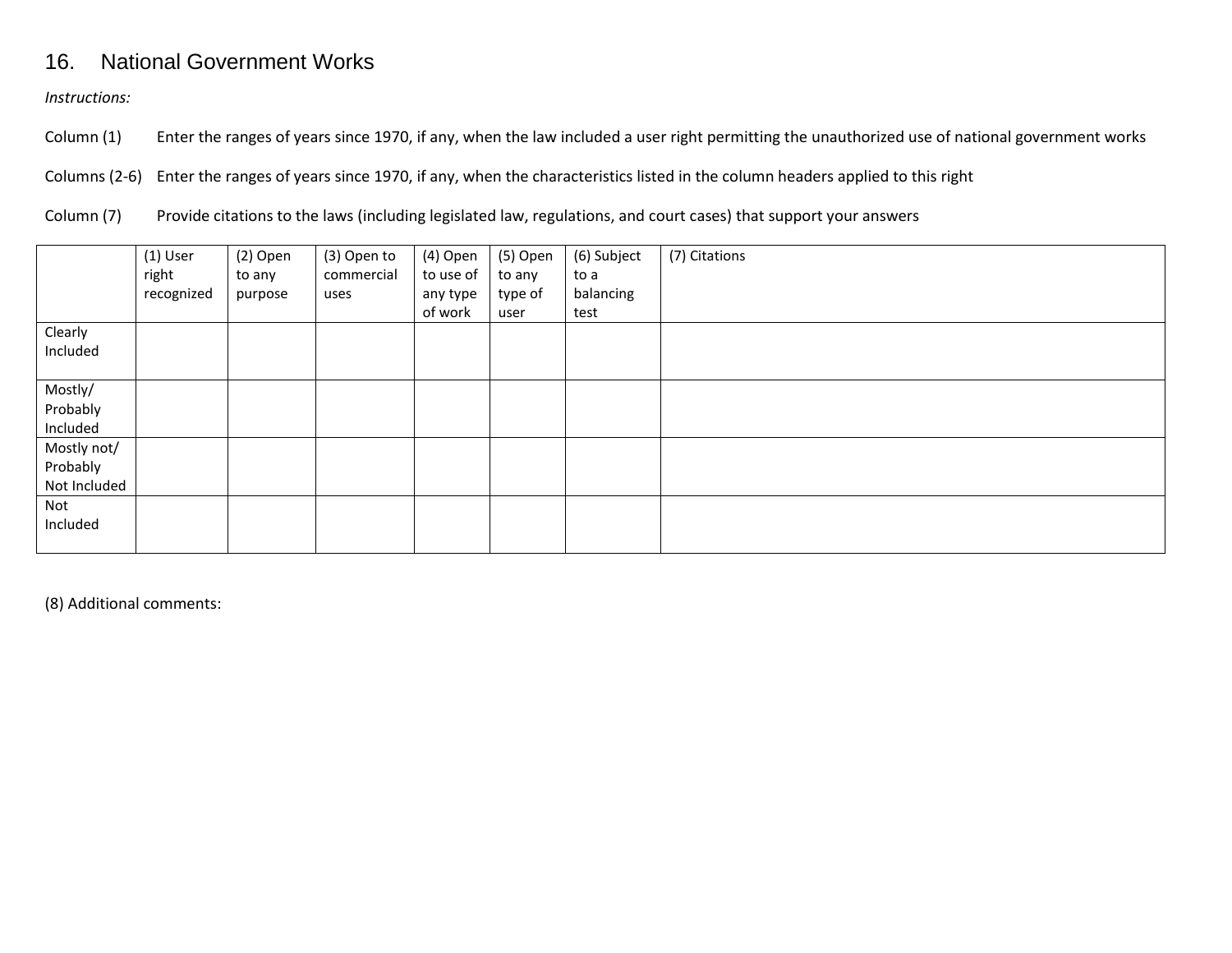## 16. National Government Works

*Instructions:*

Column (1) Enter the ranges of years since 1970, if any, when the law included a user right permitting the unauthorized use of national government works

Columns (2-6) Enter the ranges of years since 1970, if any, when the characteristics listed in the column headers applied to this right

Column (7) Provide citations to the laws (including legislated law, regulations, and court cases) that support your answers

| | (1) User right recognized | (2) Open to any purpose | (3) Open to commercial uses | (4) Open to use of any type of work | (5) Open to any type of user | (6) Subject to a balancing test | (7) Citations |
|---|---|---|---|---|---|---|---|
| Clearly Included | | | | | | | |
| Mostly/ Probably Included | | | | | | | |
| Mostly not/ Probably Not Included | | | | | | | |
| Not Included | | | | | | | |

(8) Additional comments: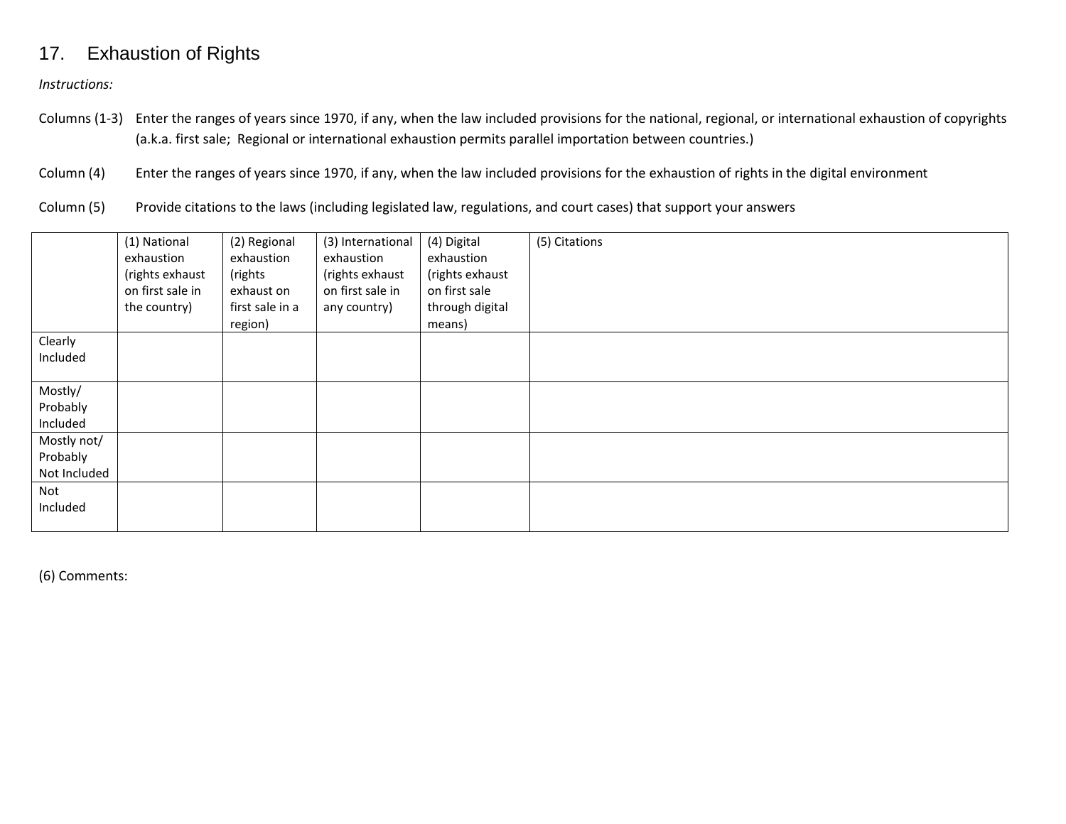## 17. Exhaustion of Rights

*Instructions:*

Columns (1-3) Enter the ranges of years since 1970, if any, when the law included provisions for the national, regional, or international exhaustion of copyrights (a.k.a. first sale; Regional or international exhaustion permits parallel importation between countries.)

Column (4) Enter the ranges of years since 1970, if any, when the law included provisions for the exhaustion of rights in the digital environment

Column (5) Provide citations to the laws (including legislated law, regulations, and court cases) that support your answers

| | (1) National exhaustion (rights exhaust on first sale in the country) | (2) Regional exhaustion (rights exhaust on first sale in a region) | (3) International exhaustion (rights exhaust on first sale in any country) | (4) Digital exhaustion (rights exhaust on first sale through digital means) | (5) Citations |
|---|---|---|---|---|---|
| Clearly Included | | | | | |
| Mostly/ Probably Included | | | | | |
| Mostly not/ Probably Not Included | | | | | |
| Not Included | | | | | |

(6) Comments: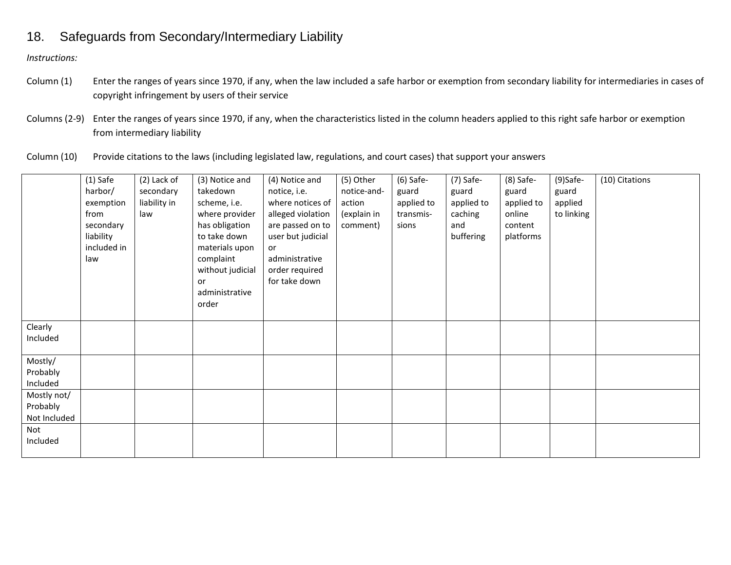## 18. Safeguards from Secondary/Intermediary Liability

*Instructions:*

Column (1) Enter the ranges of years since 1970, if any, when the law included a safe harbor or exemption from secondary liability for intermediaries in cases of copyright infringement by users of their service

Columns (2-9) Enter the ranges of years since 1970, if any, when the characteristics listed in the column headers applied to this right safe harbor or exemption from intermediary liability

Column (10) Provide citations to the laws (including legislated law, regulations, and court cases) that support your answers

| | (1) Safe harbor/ exemption from secondary liability included in law | (2) Lack of secondary liability in law | (3) Notice and takedown scheme, i.e. where provider has obligation to take down materials upon complaint without judicial or administrative order | (4) Notice and notice, i.e. where notices of alleged violation are passed on to user but judicial or administrative order required for take down | (5) Other notice-and-action (explain in comment) | (6) Safe-guard applied to transmis-sions | (7) Safe-guard applied to caching and buffering | (8) Safe-guard applied to online content platforms | (9)Safe-guard applied to linking | (10) Citations |
|---|---|---|---|---|---|---|---|---|---|---|
| Clearly Included | | | | | | | | | | |
| Mostly/ Probably Included | | | | | | | | | | |
| Mostly not/ Probably Not Included | | | | | | | | | | |
| Not Included | | | | | | | | | | |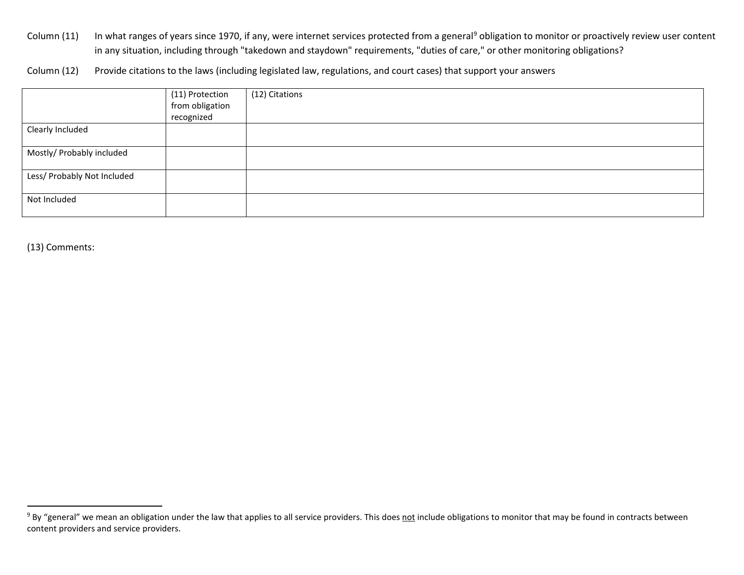Column (11) In what ranges of years since 1970, if any, were internet services protected from a general[9] obligation to monitor or proactively review user content in any situation, including through "takedown and staydown" requirements, "duties of care," or other monitoring obligations?

Column (12) Provide citations to the laws (including legislated law, regulations, and court cases) that support your answers

| | (11) Protection from obligation recognized | (12) Citations |
|---|---|---|
| Clearly Included | | |
| Mostly/ Probably included | | |
| Less/ Probably Not Included | | |
| Not Included | | |

(13) Comments:

[9] By "general" we mean an obligation under the law that applies to all service providers. This does not include obligations to monitor that may be found in contracts between content providers and service providers.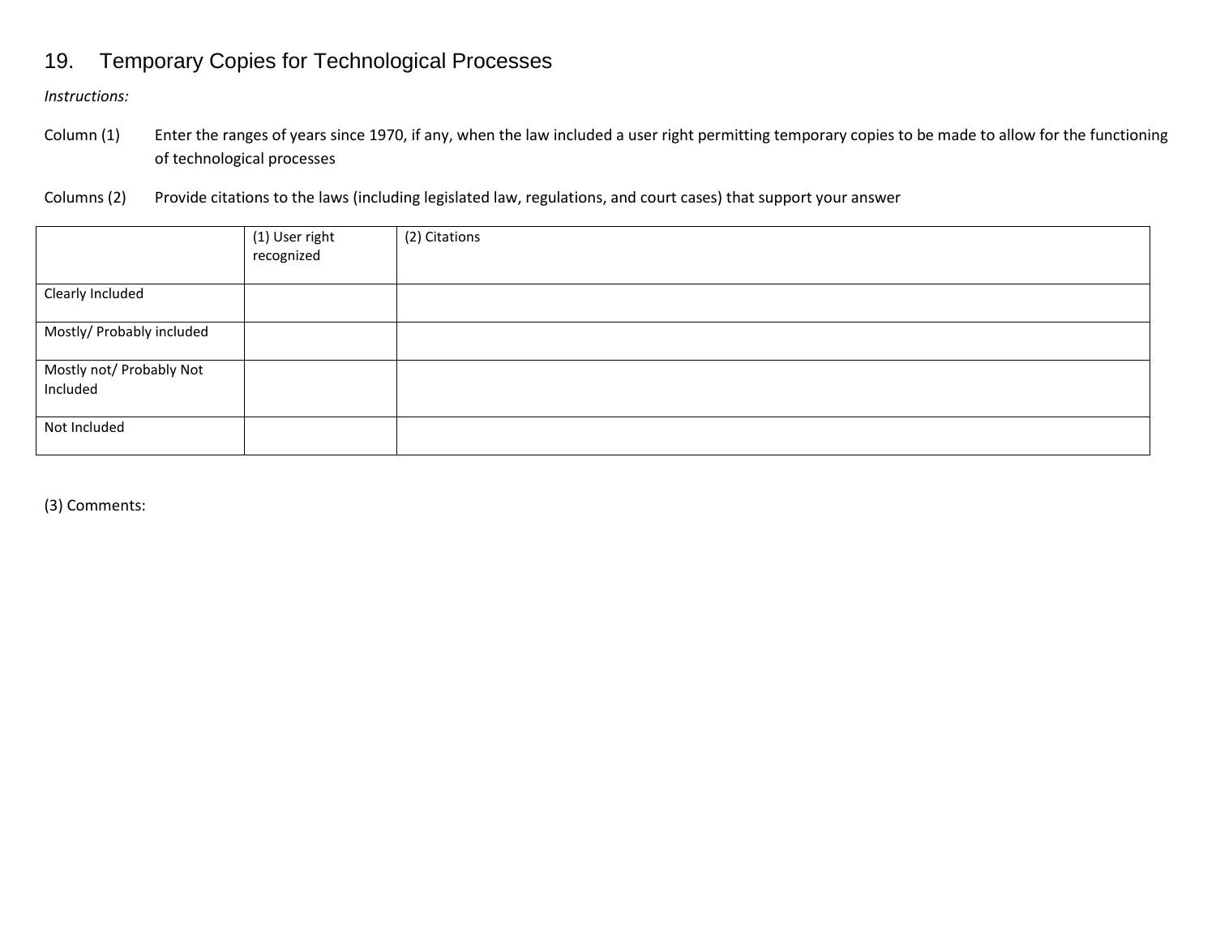## 19. Temporary Copies for Technological Processes

*Instructions:*

Column (1) Enter the ranges of years since 1970, if any, when the law included a user right permitting temporary copies to be made to allow for the functioning of technological processes

Columns (2) Provide citations to the laws (including legislated law, regulations, and court cases) that support your answer

| | (1) User right recognized | (2) Citations |
|---|---|---|
| Clearly Included | | |
| Mostly/ Probably included | | |
| Mostly not/ Probably Not Included | | |
| Not Included | | |

(3) Comments: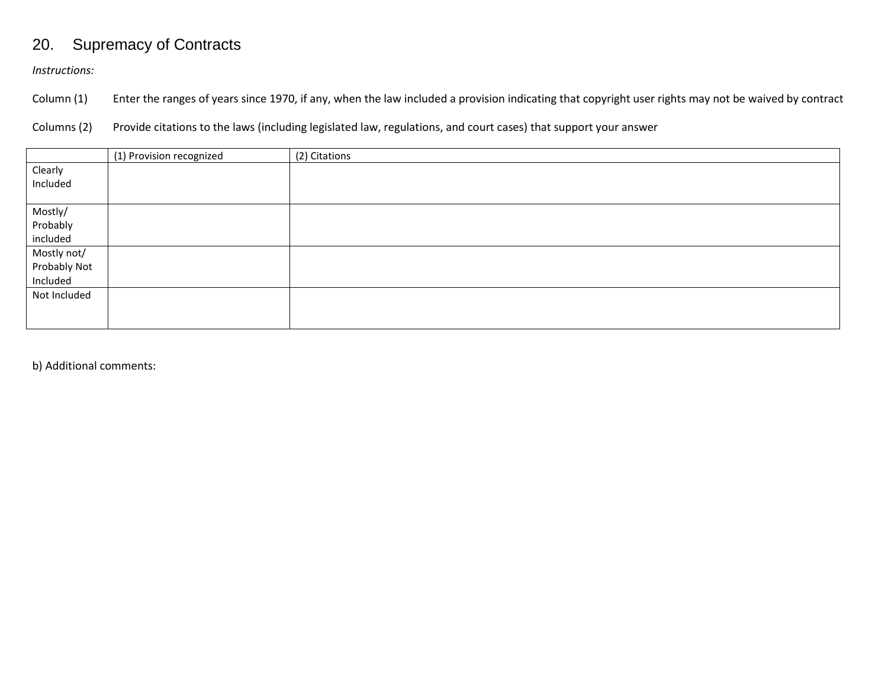## 20. Supremacy of Contracts

*Instructions:*

Column (1) Enter the ranges of years since 1970, if any, when the law included a provision indicating that copyright user rights may not be waived by contract

Columns (2) Provide citations to the laws (including legislated law, regulations, and court cases) that support your answer

| | (1) Provision recognized | (2) Citations |
|---|---|---|
| Clearly Included | | |
| Mostly/ Probably included | | |
| Mostly not/ Probably Not Included | | |
| Not Included | | |

b) Additional comments: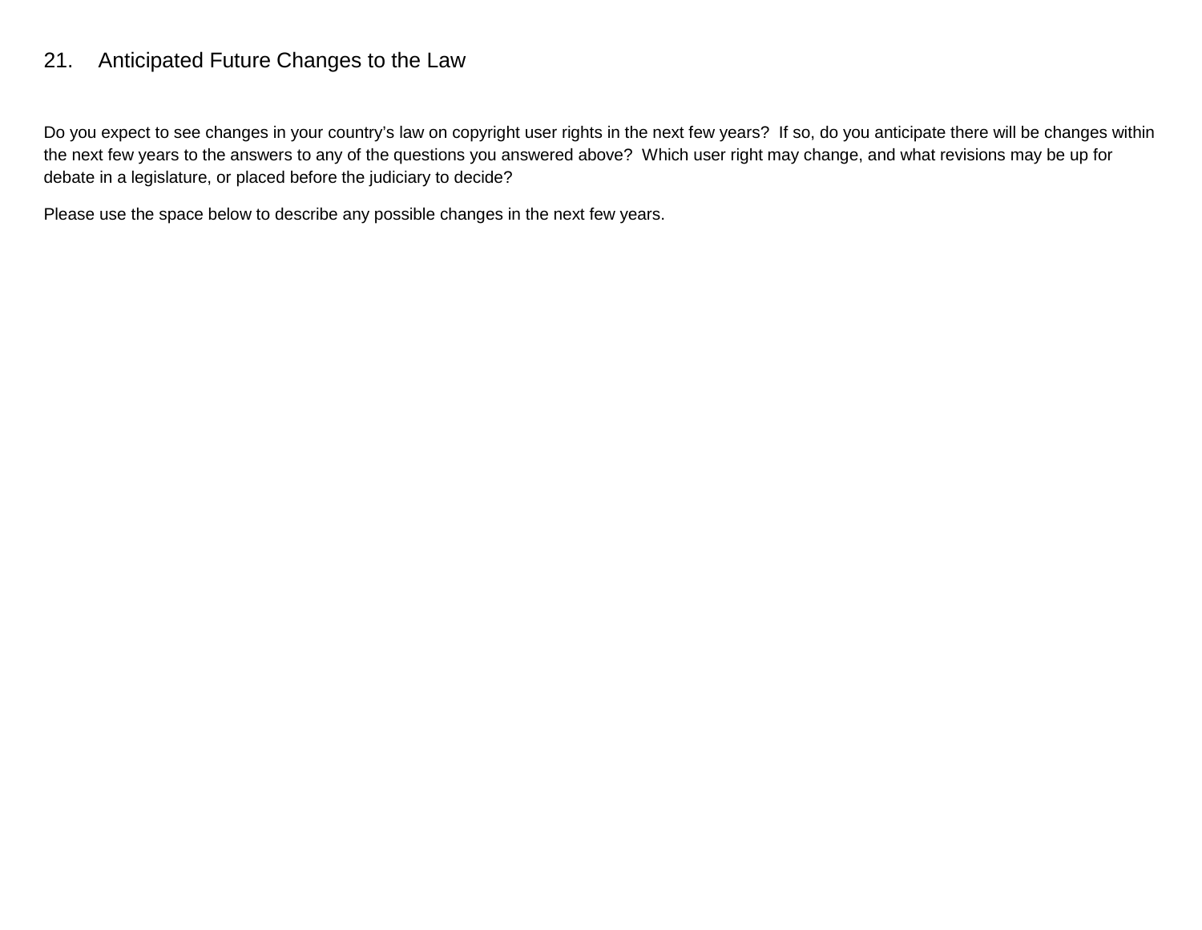## 21. Anticipated Future Changes to the Law

Do you expect to see changes in your country's law on copyright user rights in the next few years? If so, do you anticipate there will be changes within the next few years to the answers to any of the questions you answered above? Which user right may change, and what revisions may be up for debate in a legislature, or placed before the judiciary to decide?

Please use the space below to describe any possible changes in the next few years.